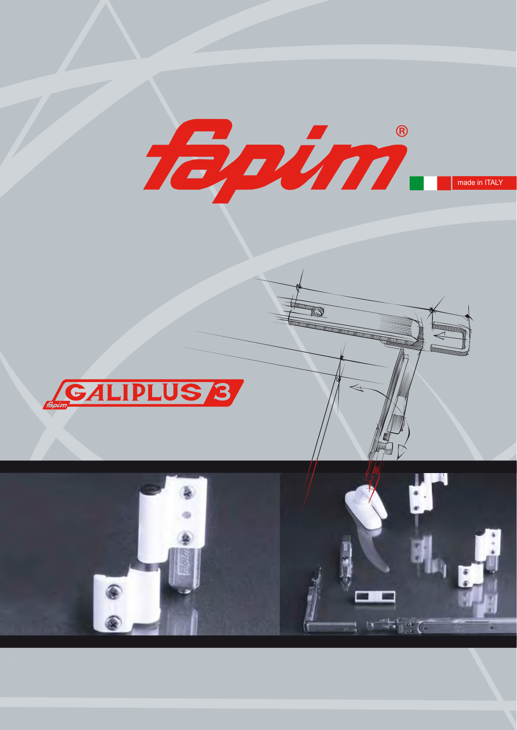# fapim®

made in ITALY

## GALIPLUS 3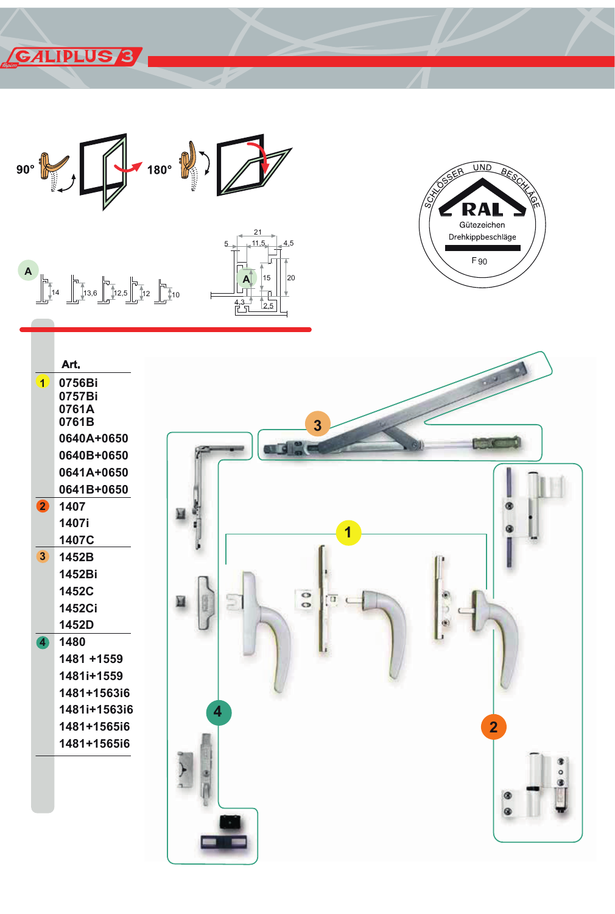# GALIPLUS 3

90° 180°

A

| Art. |  |
|---|---|
| 1 | 0756Bi<br>0757Bi<br>0761A<br>0761B<br>0640A+0650<br>0640B+0650<br>0641A+0650<br>0641B+0650 |
| 2 | 1407<br>1407i<br>1407C |
| 3 | 1452B<br>1452Bi<br>1452C<br>1452Ci<br>1452D |
| 4 | 1480<br>1481 +1559<br>1481i+1559<br>1481+1563i6<br>1481i+1563i6<br>1481+1565i6<br>1481+1565i6 |

SCHLÖSSER UND BESCHLÄGE
RAL
Gütezeichen
Drehkippbeschläge
F 90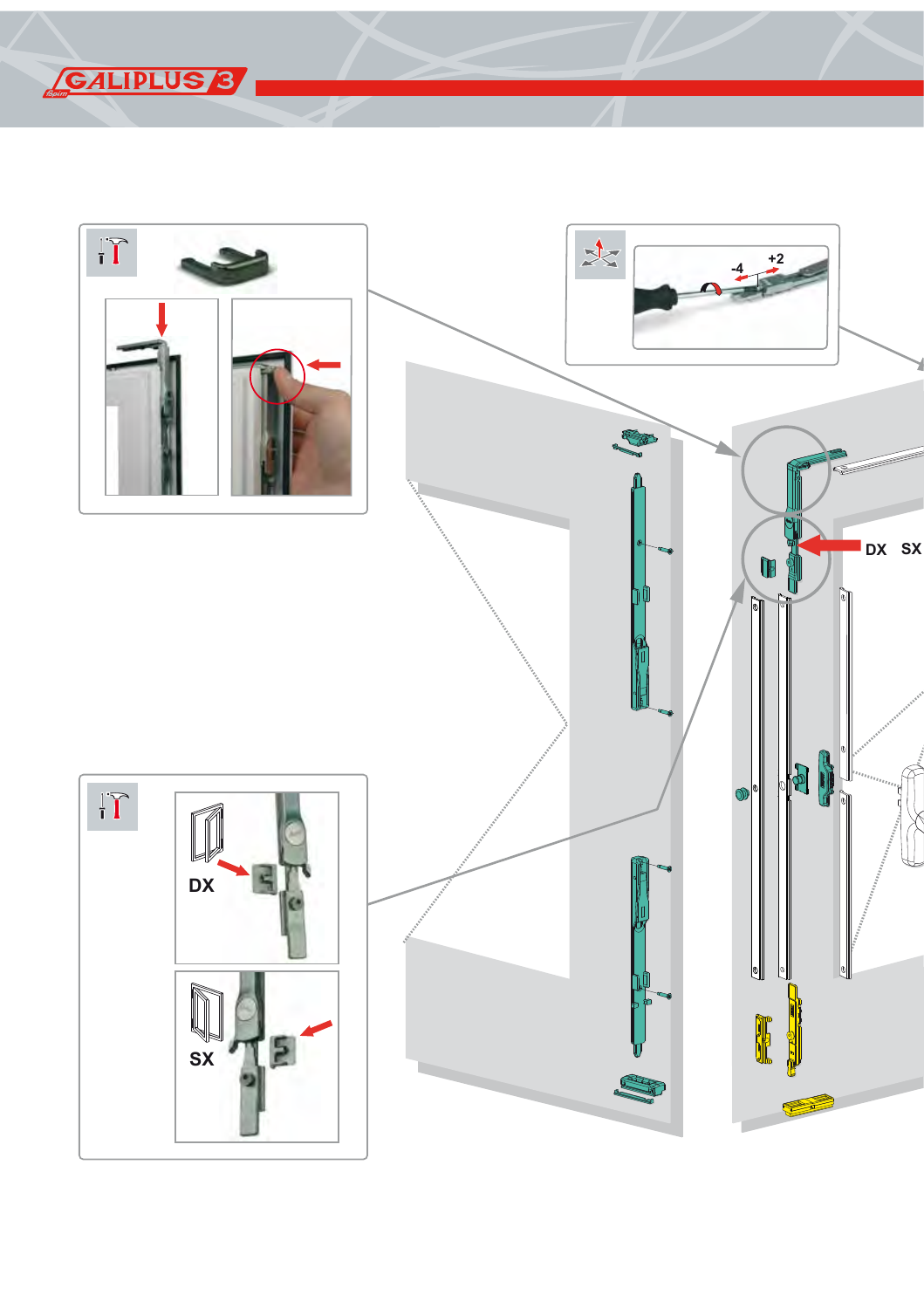GALIPLUS 3

-4 +2

DX SX

DX

SX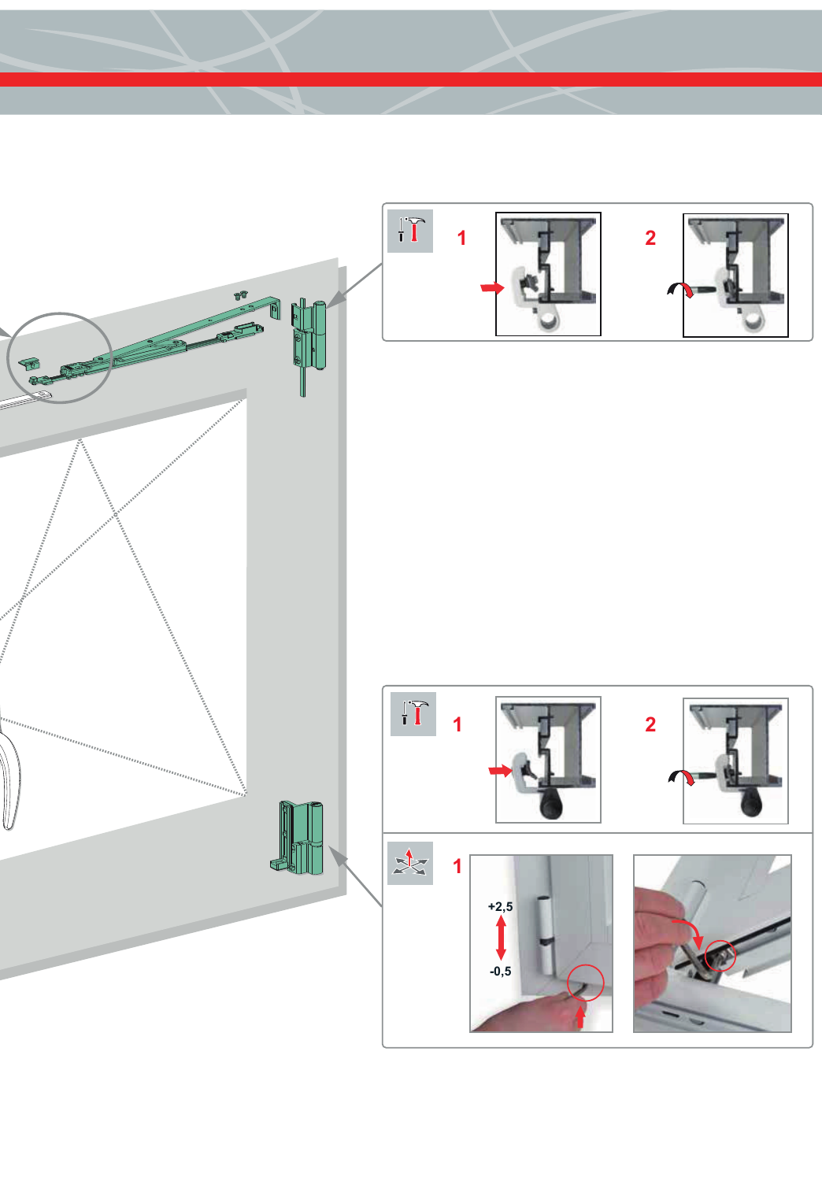1

2

1

2

1

+2,5

-0,5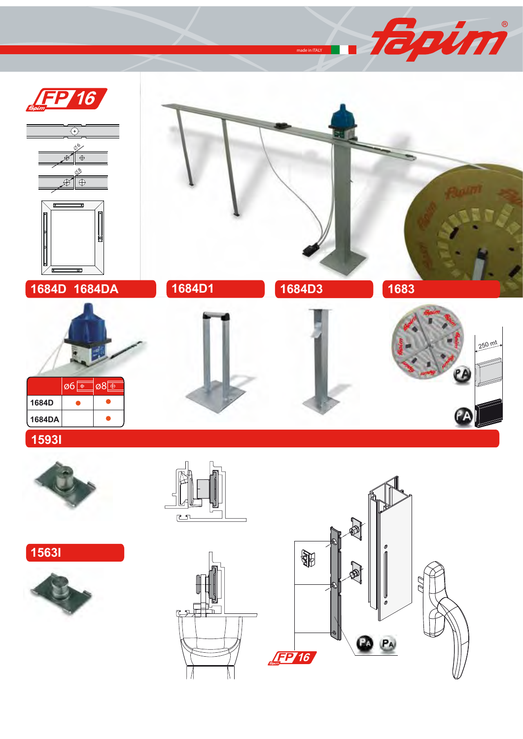## FP 16

## 1684D 1684DA

|  | ø6 | ø8 |
|---|---|---|
| 1684D | ● | ● |
| 1684DA |  | ● |

## 1684D1

## 1684D3

## 1683

250 mt

PA

PA

## 1593I

## 1563I

PA PA

FP 16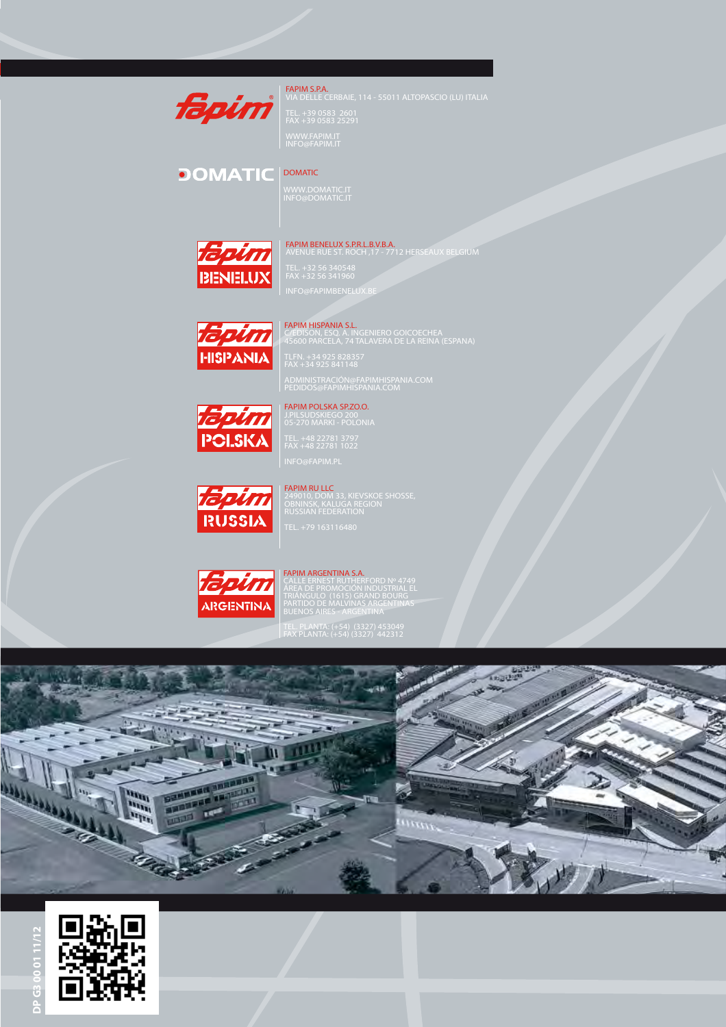FAPIM S.P.A.
VIA DELLE CERBAIE, 114 - 55011 ALTOPASCIO (LU) ITALIA

TEL. +39 0583 2601
FAX +39 0583 25291

WWW.FAPIM.IT
INFO@FAPIM.IT

DOMATIC

WWW.DOMATIC.IT
INFO@DOMATIC.IT

FAPIM BENELUX S.P.R.L.B.V.B.A.
AVENUE RUE ST. ROCH ,17 - 7712 HERSEAUX BELGIUM

TEL. +32 56 340548
FAX +32 56 341960

INFO@FAPIMBENELUX.BE

FAPIM HISPANIA S.L.
C/EDISON, ESQ. A. INGENIERO GOICOECHEA
45600 PARCELA, 74 TALAVERA DE LA REINA (ESPANA)

TLFN. +34 925 828357
FAX +34 925 841148

ADMINISTRACIÓN@FAPIMHISPANIA.COM
PEDIDOS@FAPIMHISPANIA.COM

FAPIM POLSKA SP.ZO.O.
J.PILSUDSKIEGO 200
05-270 MARKI - POLONIA

TEL. +48 22781 3797
FAX +48 22781 1022

INFO@FAPIM.PL

FAPIM RU LLC
249010, DOM 33, KIEVSKOE SHOSSE,
OBNINSK, KALUGA REGION
RUSSIAN FEDERATION

TEL. +79 163116480

FAPIM ARGENTINA S.A.
CALLE ERNEST RUTHERFORD Nº 4749
ÁREA DE PROMOCIÓN INDUSTRIAL EL
TRIÁNGULO (1615) GRAND BOURG
PARTIDO DE MALVINAS ARGENTINAS
BUENOS AIRES - ARGENTINA

TEL. PLANTA: (+54) (3327) 453049
FAX PLANTA: (+54) (3327) 442312

DP G3 00 01 11/12